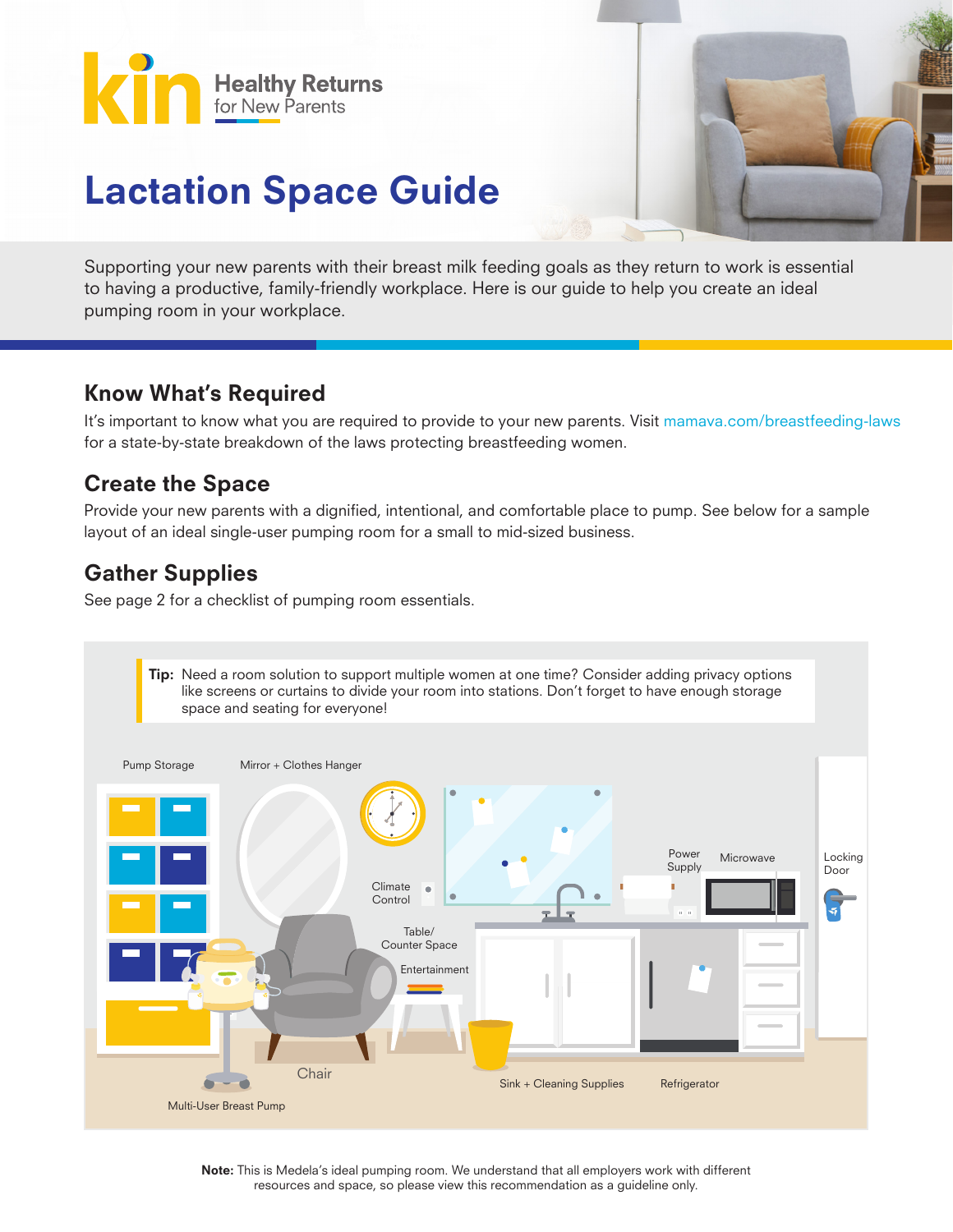kin Healthy Returns for New Parents

# Lactation Space Guide

Supporting your new parents with their breast milk feeding goals as they return to work is essential to having a productive, family-friendly workplace. Here is our guide to help you create an ideal pumping room in your workplace.

## Know What's Required

It's important to know what you are required to provide to your new parents. Visit mamava.com/breastfeeding-laws for a state-by-state breakdown of the laws protecting breastfeeding women.

## Create the Space

Provide your new parents with a dignified, intentional, and comfortable place to pump. See below for a sample layout of an ideal single-user pumping room for a small to mid-sized business.

## Gather Supplies

See page 2 for a checklist of pumping room essentials.

**Tip:** Need a room solution to support multiple women at one time? Consider adding privacy options like screens or curtains to divide your room into stations. Don't forget to have enough storage space and seating for everyone!

Pump Storage

Mirror + Clothes Hanger

Climate Control

Table/ Counter Space

Entertainment

Power Supply

Microwave

Locking Door

Chair

Multi-User Breast Pump

Sink + Cleaning Supplies

Refrigerator

**Note:** This is Medela's ideal pumping room. We understand that all employers work with different resources and space, so please view this recommendation as a guideline only.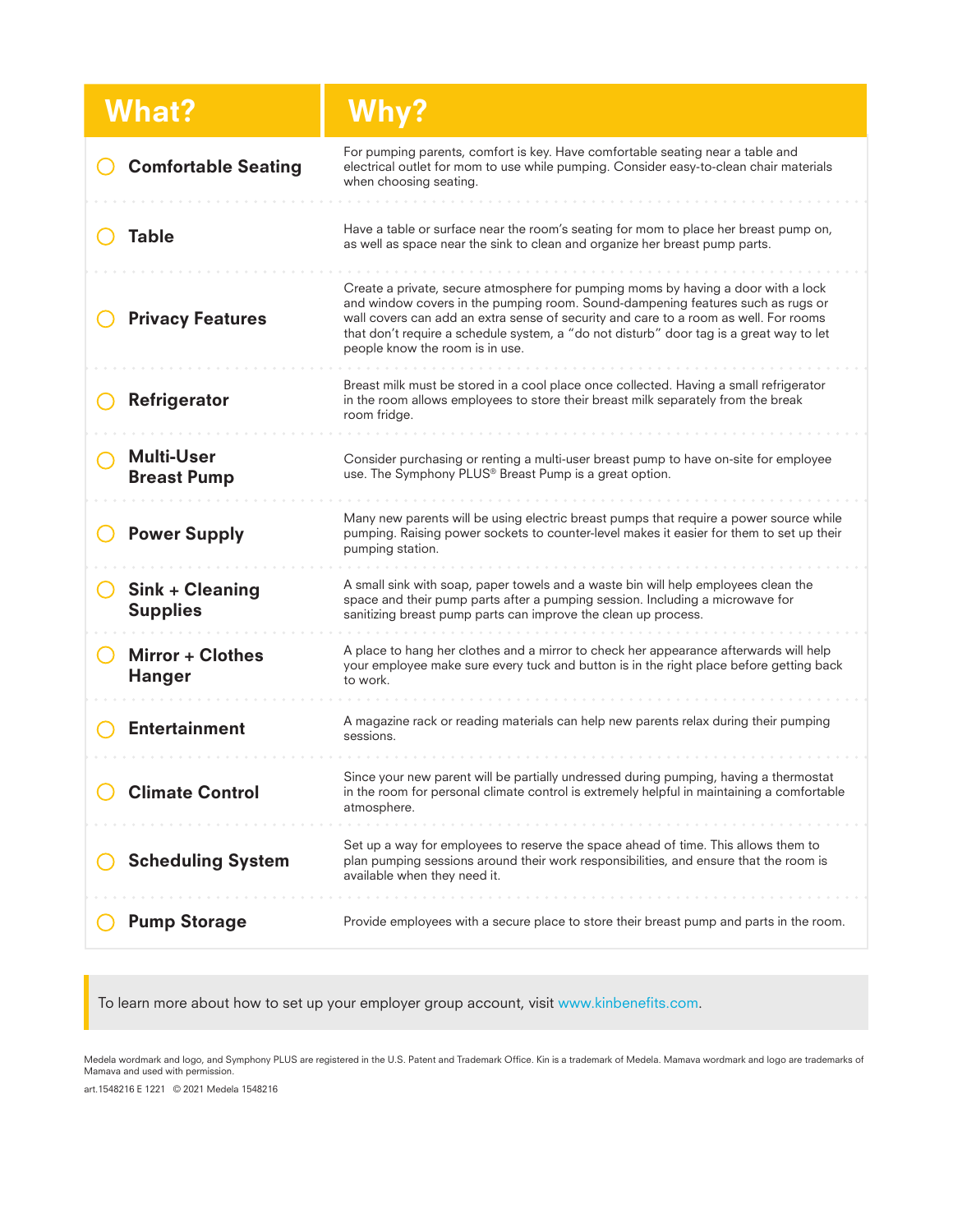| What? | Why? |
| --- | --- |
| Comfortable Seating | For pumping parents, comfort is key. Have comfortable seating near a table and electrical outlet for mom to use while pumping. Consider easy-to-clean chair materials when choosing seating. |
| Table | Have a table or surface near the room's seating for mom to place her breast pump on, as well as space near the sink to clean and organize her breast pump parts. |
| Privacy Features | Create a private, secure atmosphere for pumping moms by having a door with a lock and window covers in the pumping room. Sound-dampening features such as rugs or wall covers can add an extra sense of security and care to a room as well. For rooms that don't require a schedule system, a "do not disturb" door tag is a great way to let people know the room is in use. |
| Refrigerator | Breast milk must be stored in a cool place once collected. Having a small refrigerator in the room allows employees to store their breast milk separately from the break room fridge. |
| Multi-User Breast Pump | Consider purchasing or renting a multi-user breast pump to have on-site for employee use. The Symphony PLUS® Breast Pump is a great option. |
| Power Supply | Many new parents will be using electric breast pumps that require a power source while pumping. Raising power sockets to counter-level makes it easier for them to set up their pumping station. |
| Sink + Cleaning Supplies | A small sink with soap, paper towels and a waste bin will help employees clean the space and their pump parts after a pumping session. Including a microwave for sanitizing breast pump parts can improve the clean up process. |
| Mirror + Clothes Hanger | A place to hang her clothes and a mirror to check her appearance afterwards will help your employee make sure every tuck and button is in the right place before getting back to work. |
| Entertainment | A magazine rack or reading materials can help new parents relax during their pumping sessions. |
| Climate Control | Since your new parent will be partially undressed during pumping, having a thermostat in the room for personal climate control is extremely helpful in maintaining a comfortable atmosphere. |
| Scheduling System | Set up a way for employees to reserve the space ahead of time. This allows them to plan pumping sessions around their work responsibilities, and ensure that the room is available when they need it. |
| Pump Storage | Provide employees with a secure place to store their breast pump and parts in the room. |

To learn more about how to set up your employer group account, visit www.kinbenefits.com.

Medela wordmark and logo, and Symphony PLUS are registered in the U.S. Patent and Trademark Office. Kin is a trademark of Medela. Mamava wordmark and logo are trademarks of Mamava and used with permission.

art.1548216 E 1221 © 2021 Medela 1548216